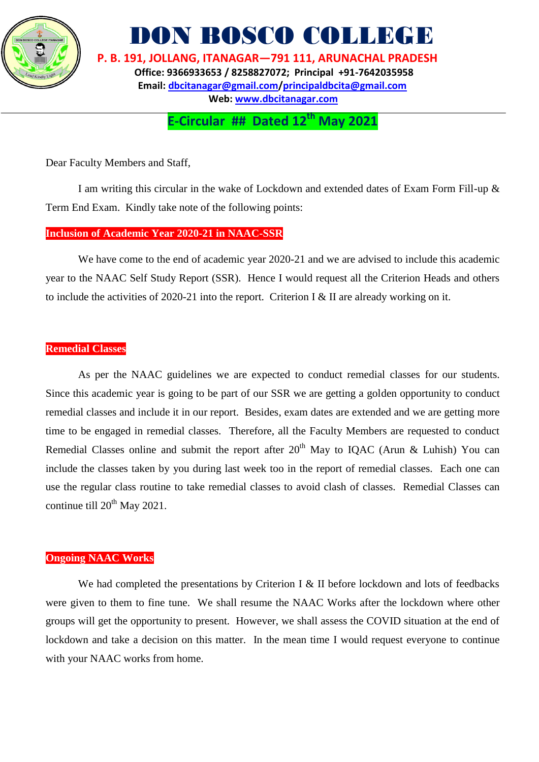# DON BOSCO COLLEGE

**P. B. 191, JOLLANG, ITANAGAR—791 111, ARUNACHAL PRADESH**

**Office: 9366933653 / 8258827072; Principal +91-7642035958**

**Email: dbcitanagar@gmail.com/principaldbcita@gmail.com**

**Web: www.dbcitanagar.com**

## E-Circular ## Dated 12th May 2021

Dear Faculty Members and Staff,

I am writing this circular in the wake of Lockdown and extended dates of Exam Form Fill-up & Term End Exam. Kindly take note of the following points:

**Inclusion of Academic Year 2020-21 in NAAC-SSR**

We have come to the end of academic year 2020-21 and we are advised to include this academic year to the NAAC Self Study Report (SSR). Hence I would request all the Criterion Heads and others to include the activities of 2020-21 into the report. Criterion I & II are already working on it.

**Remedial Classes**

As per the NAAC guidelines we are expected to conduct remedial classes for our students. Since this academic year is going to be part of our SSR we are getting a golden opportunity to conduct remedial classes and include it in our report. Besides, exam dates are extended and we are getting more time to be engaged in remedial classes. Therefore, all the Faculty Members are requested to conduct Remedial Classes online and submit the report after 20th May to IQAC (Arun & Luhish) You can include the classes taken by you during last week too in the report of remedial classes. Each one can use the regular class routine to take remedial classes to avoid clash of classes. Remedial Classes can continue till 20th May 2021.

**Ongoing NAAC Works**

We had completed the presentations by Criterion I & II before lockdown and lots of feedbacks were given to them to fine tune. We shall resume the NAAC Works after the lockdown where other groups will get the opportunity to present. However, we shall assess the COVID situation at the end of lockdown and take a decision on this matter. In the mean time I would request everyone to continue with your NAAC works from home.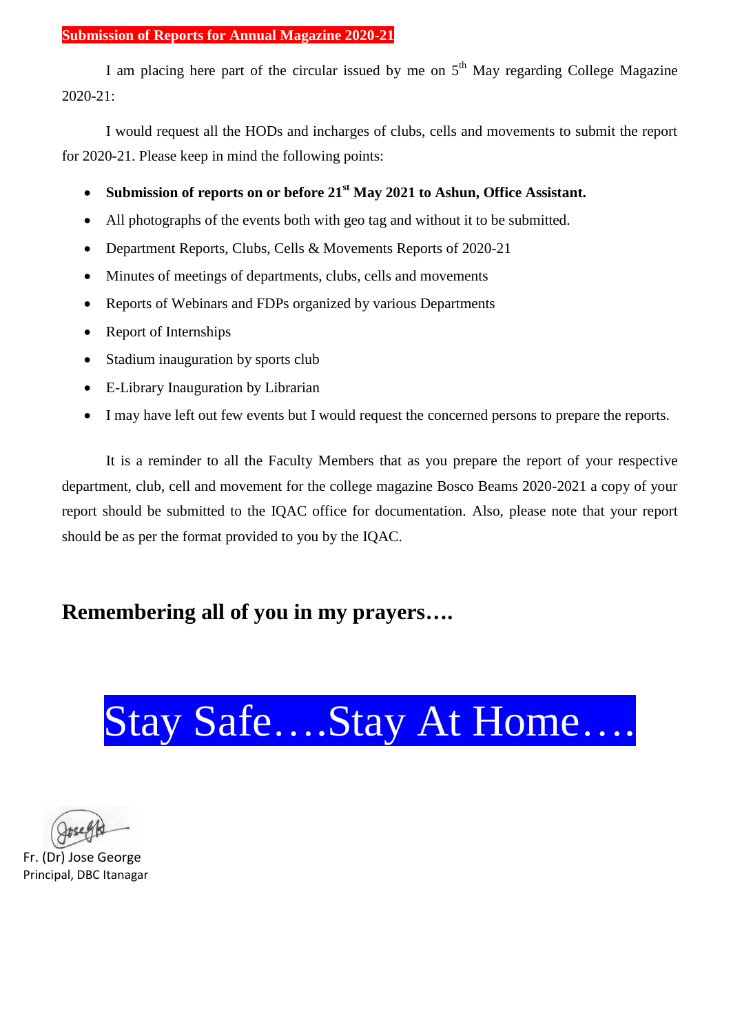**Submission of Reports for Annual Magazine 2020-21**

I am placing here part of the circular issued by me on 5th May regarding College Magazine 2020-21:

I would request all the HODs and incharges of clubs, cells and movements to submit the report for 2020-21. Please keep in mind the following points:

- **Submission of reports on or before 21st May 2021 to Ashun, Office Assistant.**
- All photographs of the events both with geo tag and without it to be submitted.
- Department Reports, Clubs, Cells & Movements Reports of 2020-21
- Minutes of meetings of departments, clubs, cells and movements
- Reports of Webinars and FDPs organized by various Departments
- Report of Internships
- Stadium inauguration by sports club
- E-Library Inauguration by Librarian
- I may have left out few events but I would request the concerned persons to prepare the reports.

It is a reminder to all the Faculty Members that as you prepare the report of your respective department, club, cell and movement for the college magazine Bosco Beams 2020-2021 a copy of your report should be submitted to the IQAC office for documentation. Also, please note that your report should be as per the format provided to you by the IQAC.

## Remembering all of you in my prayers….

# Stay Safe….Stay At Home….

Fr. (Dr) Jose George
Principal, DBC Itanagar